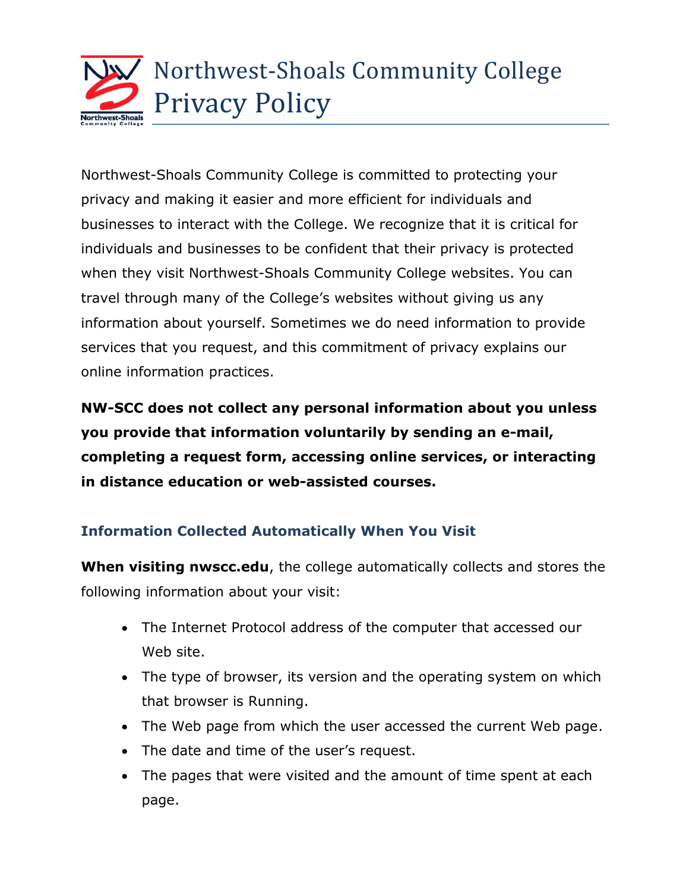# Northwest-Shoals Community College Privacy Policy

Northwest-Shoals Community College is committed to protecting your privacy and making it easier and more efficient for individuals and businesses to interact with the College. We recognize that it is critical for individuals and businesses to be confident that their privacy is protected when they visit Northwest-Shoals Community College websites. You can travel through many of the College's websites without giving us any information about yourself. Sometimes we do need information to provide services that you request, and this commitment of privacy explains our online information practices.

**NW-SCC does not collect any personal information about you unless you provide that information voluntarily by sending an e-mail, completing a request form, accessing online services, or interacting in distance education or web-assisted courses.**

### Information Collected Automatically When You Visit

**When visiting nwscc.edu**, the college automatically collects and stores the following information about your visit:

- The Internet Protocol address of the computer that accessed our Web site.
- The type of browser, its version and the operating system on which that browser is Running.
- The Web page from which the user accessed the current Web page.
- The date and time of the user's request.
- The pages that were visited and the amount of time spent at each page.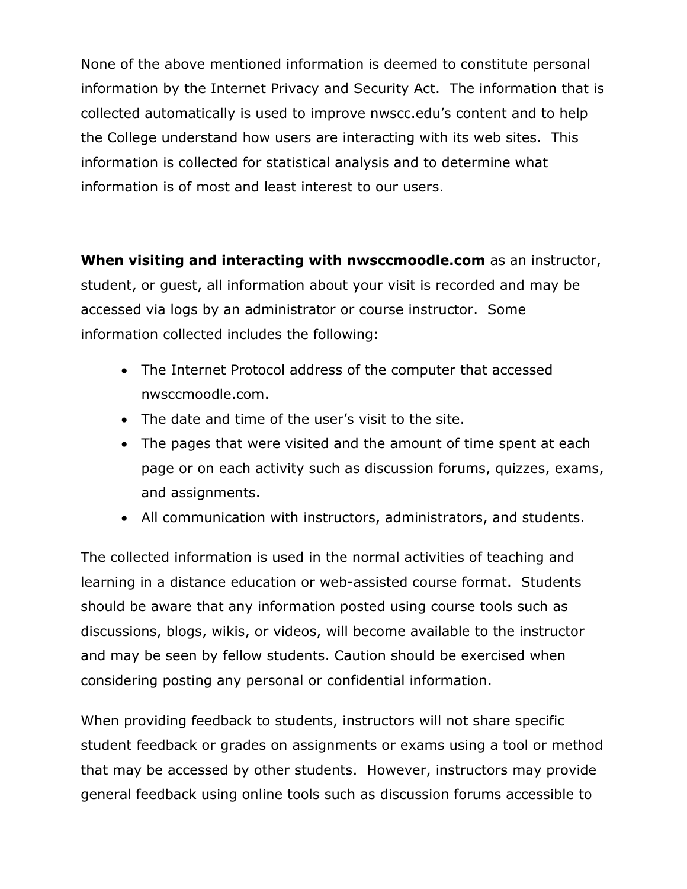None of the above mentioned information is deemed to constitute personal information by the Internet Privacy and Security Act. The information that is collected automatically is used to improve nwscc.edu's content and to help the College understand how users are interacting with its web sites. This information is collected for statistical analysis and to determine what information is of most and least interest to our users.

**When visiting and interacting with nwsccmoodle.com** as an instructor, student, or guest, all information about your visit is recorded and may be accessed via logs by an administrator or course instructor. Some information collected includes the following:

- The Internet Protocol address of the computer that accessed nwsccmoodle.com.
- The date and time of the user's visit to the site.
- The pages that were visited and the amount of time spent at each page or on each activity such as discussion forums, quizzes, exams, and assignments.
- All communication with instructors, administrators, and students.

The collected information is used in the normal activities of teaching and learning in a distance education or web-assisted course format. Students should be aware that any information posted using course tools such as discussions, blogs, wikis, or videos, will become available to the instructor and may be seen by fellow students. Caution should be exercised when considering posting any personal or confidential information.

When providing feedback to students, instructors will not share specific student feedback or grades on assignments or exams using a tool or method that may be accessed by other students. However, instructors may provide general feedback using online tools such as discussion forums accessible to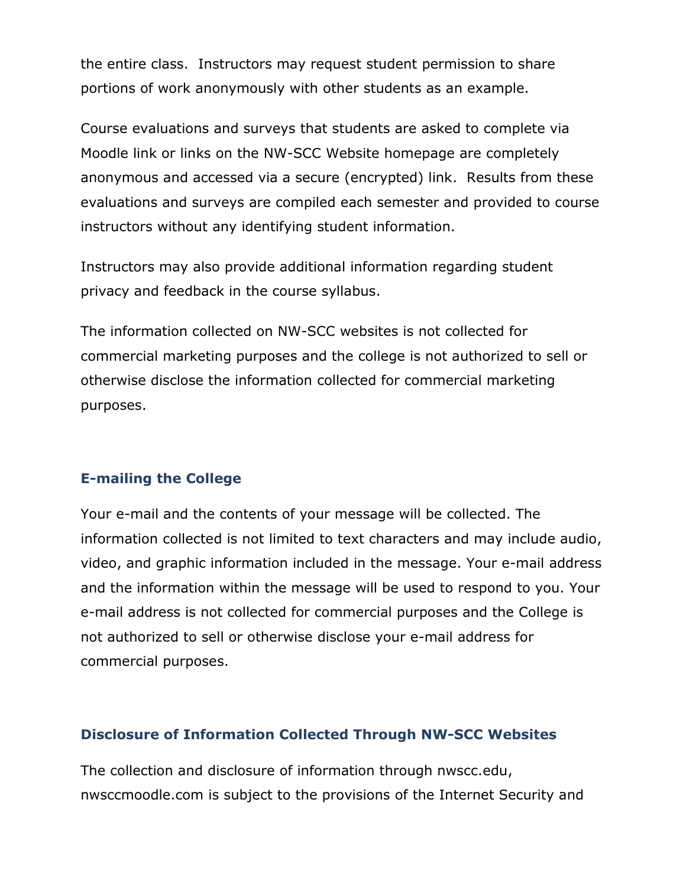the entire class.  Instructors may request student permission to share portions of work anonymously with other students as an example.

Course evaluations and surveys that students are asked to complete via Moodle link or links on the NW-SCC Website homepage are completely anonymous and accessed via a secure (encrypted) link.  Results from these evaluations and surveys are compiled each semester and provided to course instructors without any identifying student information.

Instructors may also provide additional information regarding student privacy and feedback in the course syllabus.

The information collected on NW-SCC websites is not collected for commercial marketing purposes and the college is not authorized to sell or otherwise disclose the information collected for commercial marketing purposes.

### E-mailing the College

Your e-mail and the contents of your message will be collected. The information collected is not limited to text characters and may include audio, video, and graphic information included in the message. Your e-mail address and the information within the message will be used to respond to you. Your e-mail address is not collected for commercial purposes and the College is not authorized to sell or otherwise disclose your e-mail address for commercial purposes.

### Disclosure of Information Collected Through NW-SCC Websites

The collection and disclosure of information through nwscc.edu, nwsccmoodle.com is subject to the provisions of the Internet Security and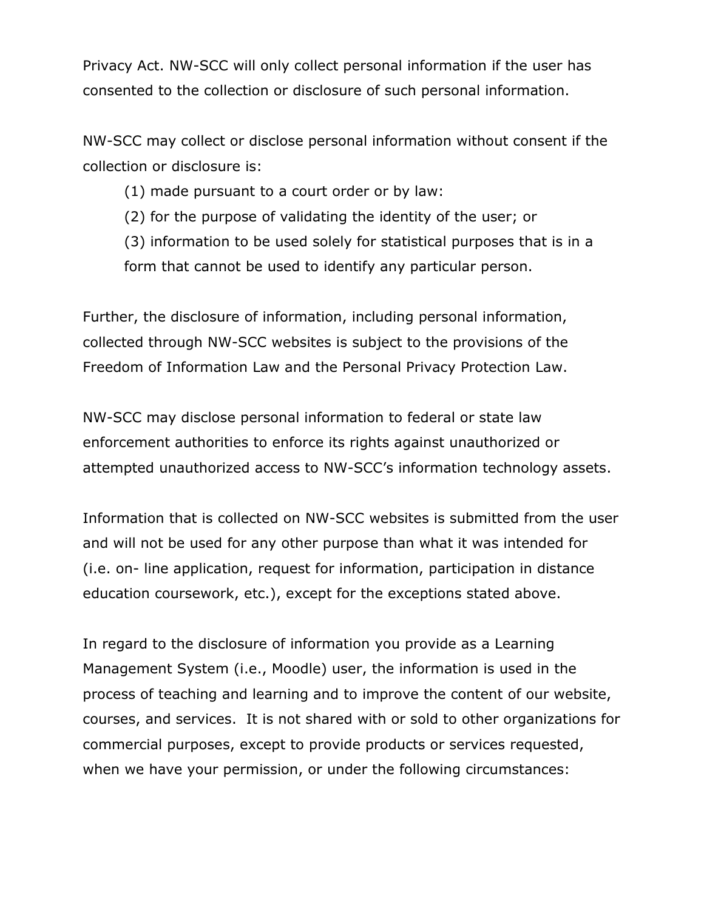Privacy Act. NW-SCC will only collect personal information if the user has consented to the collection or disclosure of such personal information.

NW-SCC may collect or disclose personal information without consent if the collection or disclosure is:

(1) made pursuant to a court order or by law:

(2) for the purpose of validating the identity of the user; or

(3) information to be used solely for statistical purposes that is in a form that cannot be used to identify any particular person.

Further, the disclosure of information, including personal information, collected through NW-SCC websites is subject to the provisions of the Freedom of Information Law and the Personal Privacy Protection Law.

NW-SCC may disclose personal information to federal or state law enforcement authorities to enforce its rights against unauthorized or attempted unauthorized access to NW-SCC's information technology assets.

Information that is collected on NW-SCC websites is submitted from the user and will not be used for any other purpose than what it was intended for (i.e. on- line application, request for information, participation in distance education coursework, etc.), except for the exceptions stated above.

In regard to the disclosure of information you provide as a Learning Management System (i.e., Moodle) user, the information is used in the process of teaching and learning and to improve the content of our website, courses, and services. It is not shared with or sold to other organizations for commercial purposes, except to provide products or services requested, when we have your permission, or under the following circumstances: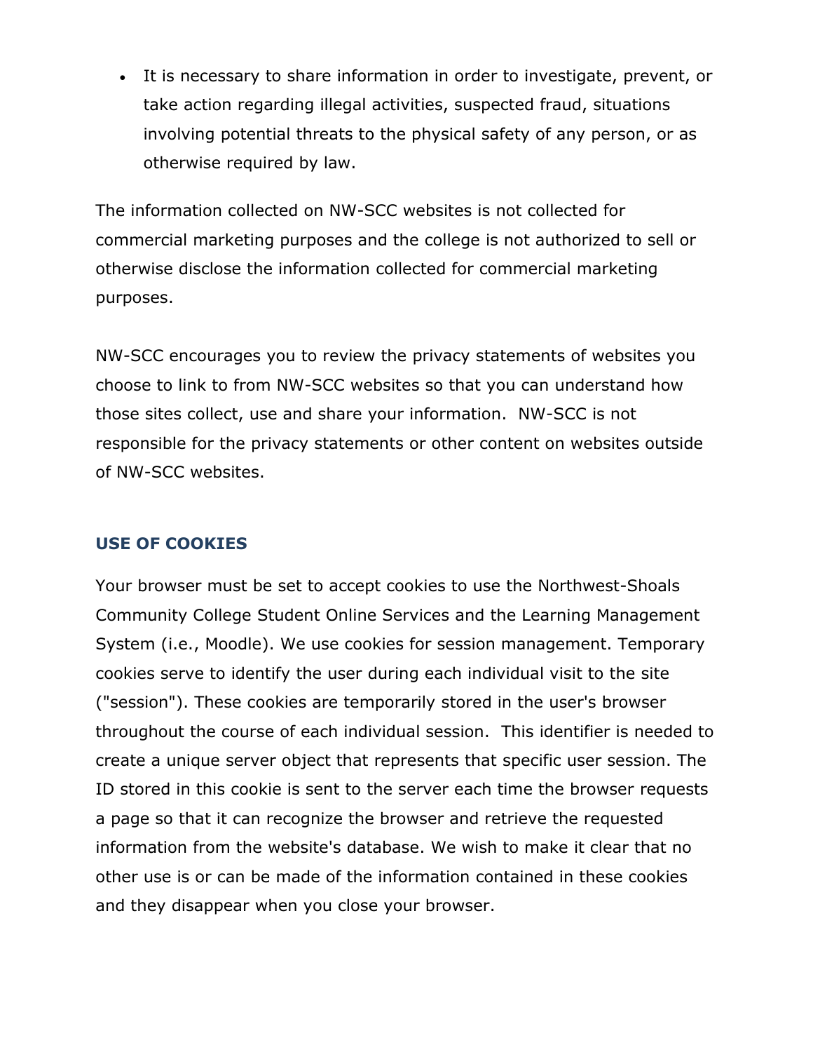- It is necessary to share information in order to investigate, prevent, or take action regarding illegal activities, suspected fraud, situations involving potential threats to the physical safety of any person, or as otherwise required by law.

The information collected on NW-SCC websites is not collected for commercial marketing purposes and the college is not authorized to sell or otherwise disclose the information collected for commercial marketing purposes.

NW-SCC encourages you to review the privacy statements of websites you choose to link to from NW-SCC websites so that you can understand how those sites collect, use and share your information. NW-SCC is not responsible for the privacy statements or other content on websites outside of NW-SCC websites.

## USE OF COOKIES

Your browser must be set to accept cookies to use the Northwest-Shoals Community College Student Online Services and the Learning Management System (i.e., Moodle). We use cookies for session management. Temporary cookies serve to identify the user during each individual visit to the site ("session"). These cookies are temporarily stored in the user's browser throughout the course of each individual session. This identifier is needed to create a unique server object that represents that specific user session. The ID stored in this cookie is sent to the server each time the browser requests a page so that it can recognize the browser and retrieve the requested information from the website's database. We wish to make it clear that no other use is or can be made of the information contained in these cookies and they disappear when you close your browser.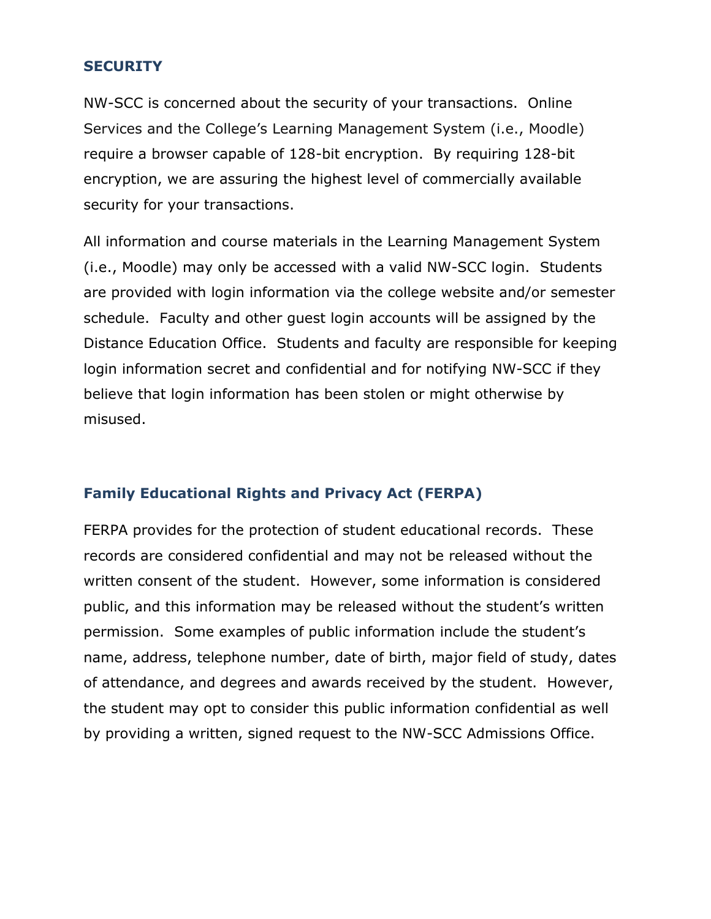## SECURITY

NW-SCC is concerned about the security of your transactions. Online Services and the College's Learning Management System (i.e., Moodle) require a browser capable of 128-bit encryption. By requiring 128-bit encryption, we are assuring the highest level of commercially available security for your transactions.

All information and course materials in the Learning Management System (i.e., Moodle) may only be accessed with a valid NW-SCC login. Students are provided with login information via the college website and/or semester schedule. Faculty and other guest login accounts will be assigned by the Distance Education Office. Students and faculty are responsible for keeping login information secret and confidential and for notifying NW-SCC if they believe that login information has been stolen or might otherwise by misused.

## Family Educational Rights and Privacy Act (FERPA)

FERPA provides for the protection of student educational records. These records are considered confidential and may not be released without the written consent of the student. However, some information is considered public, and this information may be released without the student's written permission. Some examples of public information include the student's name, address, telephone number, date of birth, major field of study, dates of attendance, and degrees and awards received by the student. However, the student may opt to consider this public information confidential as well by providing a written, signed request to the NW-SCC Admissions Office.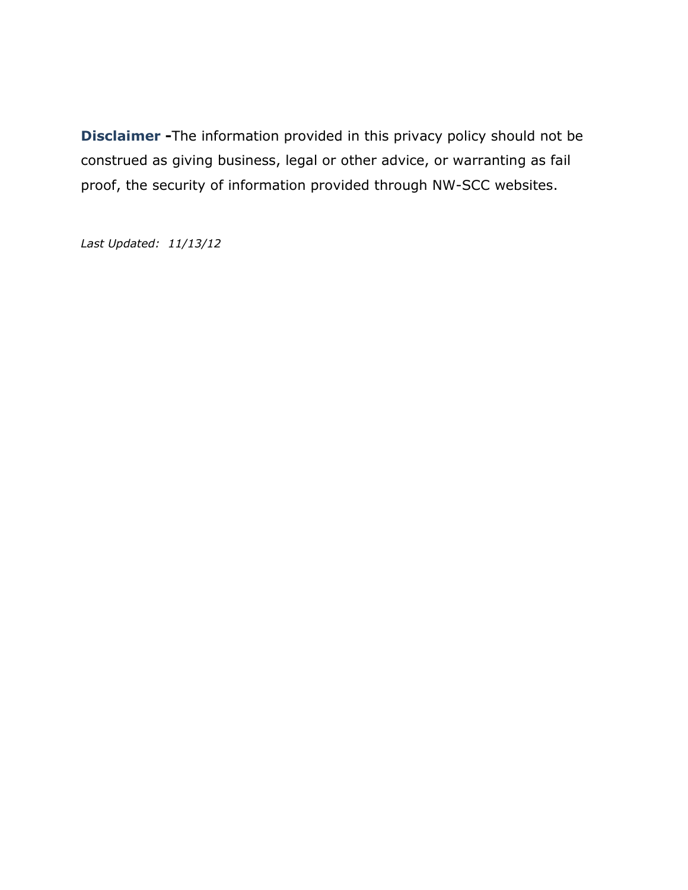**Disclaimer -**The information provided in this privacy policy should not be construed as giving business, legal or other advice, or warranting as fail proof, the security of information provided through NW-SCC websites.

*Last Updated: 11/13/12*